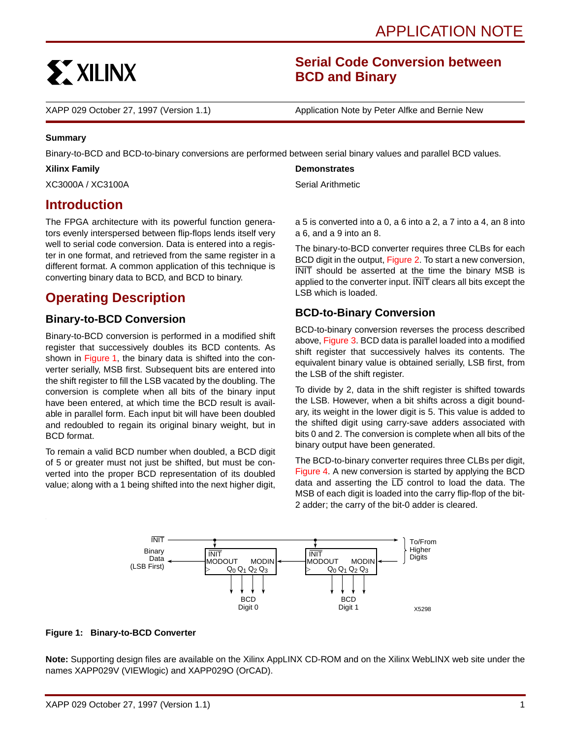APPLICATION NOTE

# Serial Code Conversion between BCD and Binary

XAPP 029 October 27, 1997 (Version 1.1) | Application Note by Peter Alfke and Bernie New

**Summary**

Binary-to-BCD and BCD-to-binary conversions are performed between serial binary values and parallel BCD values.

**Xilinx Family**

XC3000A / XC3100A

**Demonstrates**

Serial Arithmetic

## Introduction

The FPGA architecture with its powerful function generators evenly interspersed between flip-flops lends itself very well to serial code conversion. Data is entered into a register in one format, and retrieved from the same register in a different format. A common application of this technique is converting binary data to BCD, and BCD to binary.

## Operating Description

### Binary-to-BCD Conversion

Binary-to-BCD conversion is performed in a modified shift register that successively doubles its BCD contents. As shown in Figure 1, the binary data is shifted into the converter serially, MSB first. Subsequent bits are entered into the shift register to fill the LSB vacated by the doubling. The conversion is complete when all bits of the binary input have been entered, at which time the BCD result is available in parallel form. Each input bit will have been doubled and redoubled to regain its original binary weight, but in BCD format.

To remain a valid BCD number when doubled, a BCD digit of 5 or greater must not just be shifted, but must be converted into the proper BCD representation of its doubled value; along with a 1 being shifted into the next higher digit, a 5 is converted into a 0, a 6 into a 2, a 7 into a 4, an 8 into a 6, and a 9 into an 8.

The binary-to-BCD converter requires three CLBs for each BCD digit in the output, Figure 2. To start a new conversion, $\overline{\text{INIT}}$ should be asserted at the time the binary MSB is applied to the converter input. $\overline{\text{INIT}}$ clears all bits except the LSB which is loaded.

### BCD-to-Binary Conversion

BCD-to-binary conversion reverses the process described above, Figure 3. BCD data is parallel loaded into a modified shift register that successively halves its contents. The equivalent binary value is obtained serially, LSB first, from the LSB of the shift register.

To divide by 2, data in the shift register is shifted towards the LSB. However, when a bit shifts across a digit boundary, its weight in the lower digit is 5. This value is added to the shifted digit using carry-save adders associated with bits 0 and 2. The conversion is complete when all bits of the binary output have been generated.

The BCD-to-binary converter requires three CLBs per digit, Figure 4. A new conversion is started by applying the BCD data and asserting the $\overline{\text{LD}}$ control to load the data. The MSB of each digit is loaded into the carry flip-flop of the bit-2 adder; the carry of the bit-0 adder is cleared.

**Figure 1: Binary-to-BCD Converter**

**Note:** Supporting design files are available on the Xilinx AppLINX CD-ROM and on the Xilinx WebLINX web site under the names XAPP029V (VIEWlogic) and XAPP029O (OrCAD).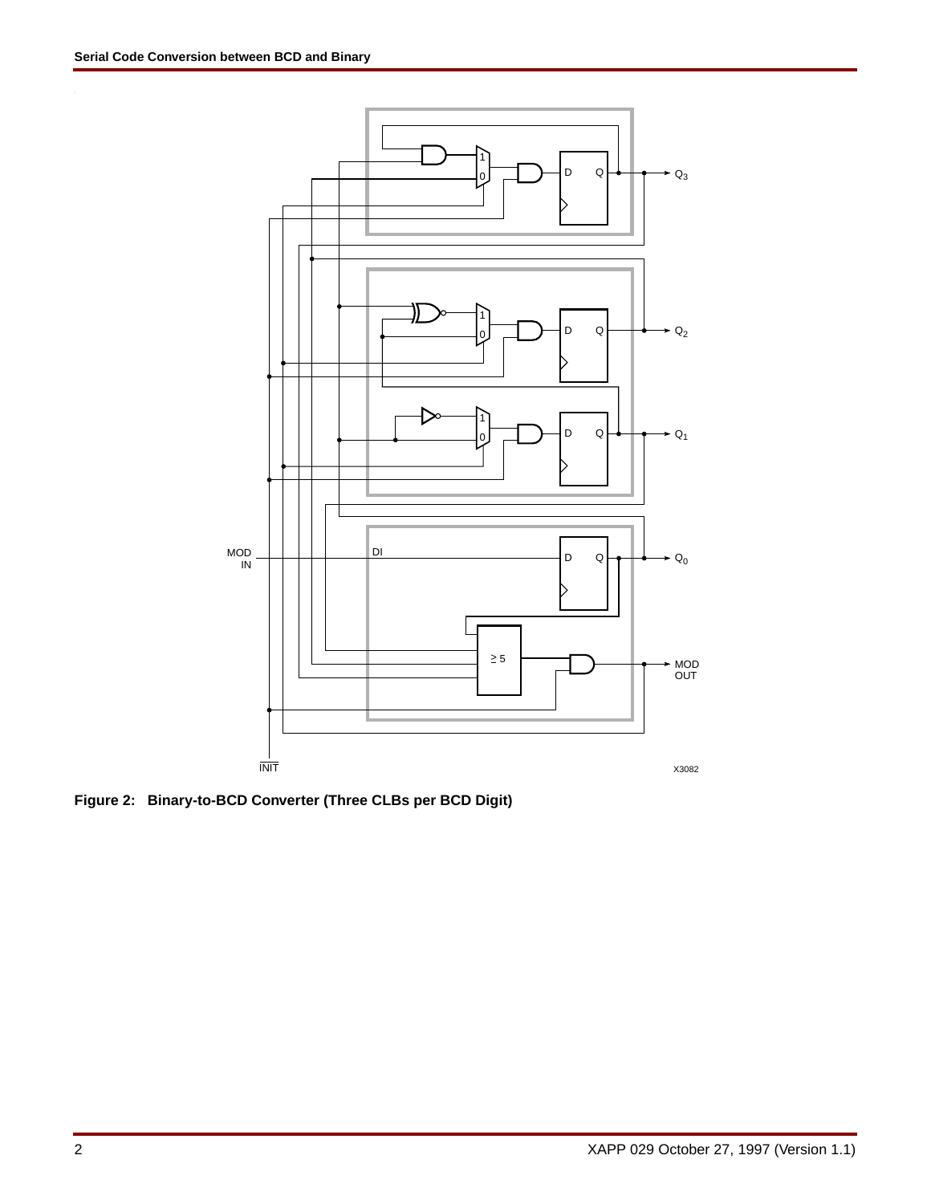Figure 2: Binary-to-BCD Converter (Three CLBs per BCD Digit)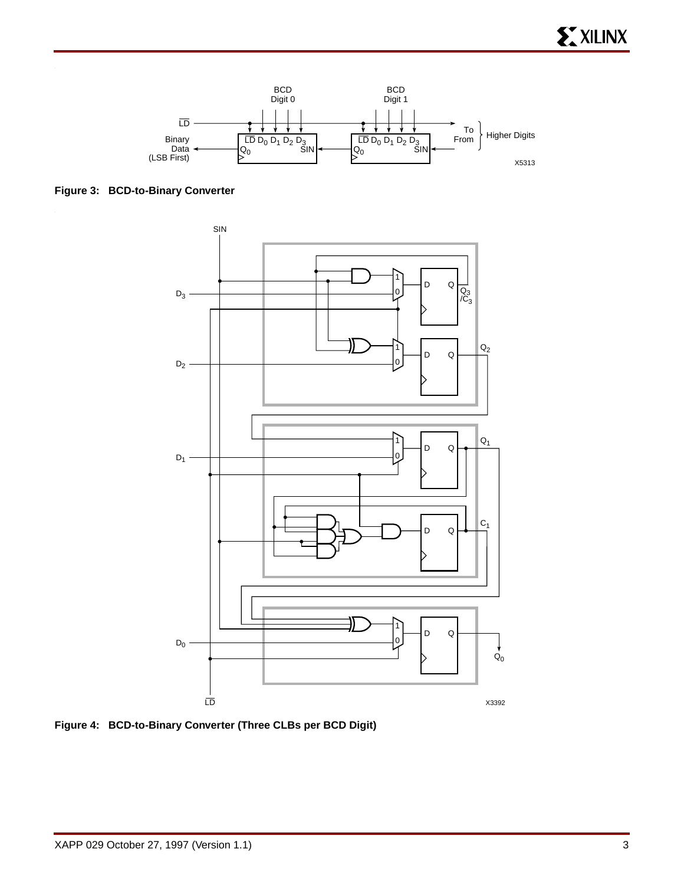BCD Digit 0

BCD Digit 1

LD

Binary Data (LSB First)

To From Higher Digits

X5313

**Figure 3: BCD-to-Binary Converter**

SIN

$D_3$

$D_2$

$D_1$

$D_0$

LD

$Q_3$ /$C_3$

$Q_2$

$Q_1$

$C_1$

$Q_0$

X3392

**Figure 4: BCD-to-Binary Converter (Three CLBs per BCD Digit)**